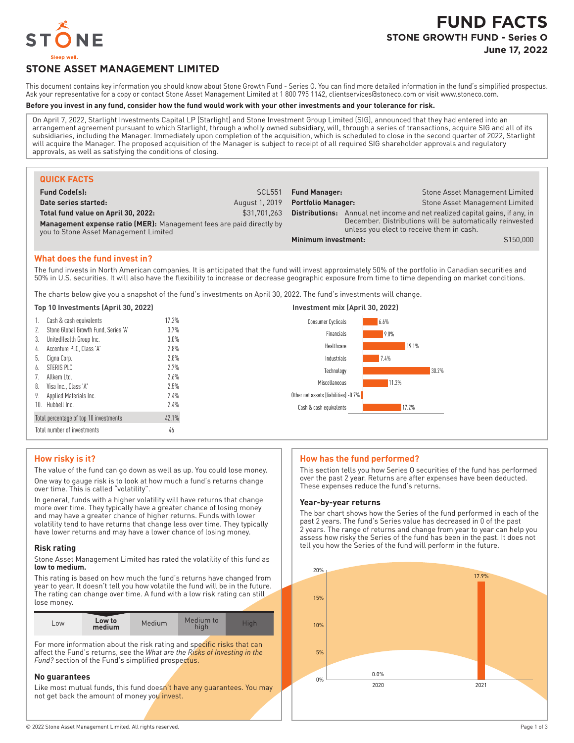# FUND FACTS
## STONE GROWTH FUND - Series O
## June 17, 2022

STONE

Sleep well.

## STONE ASSET MANAGEMENT LIMITED

This document contains key information you should know about Stone Growth Fund - Series O. You can find more detailed information in the fund's simplified prospectus. Ask your representative for a copy or contact Stone Asset Management Limited at 1 800 795 1142, clientservices@stoneco.com or visit www.stoneco.com.

**Before you invest in any fund, consider how the fund would work with your other investments and your tolerance for risk.**

On April 7, 2022, Starlight Investments Capital LP (Starlight) and Stone Investment Group Limited (SIG), announced that they had entered into an arrangement agreement pursuant to which Starlight, through a wholly owned subsidiary, will, through a series of transactions, acquire SIG and all of its subsidiaries, including the Manager. Immediately upon completion of the acquisition, which is scheduled to close in the second quarter of 2022, Starlight will acquire the Manager. The proposed acquisition of the Manager is subject to receipt of all required SIG shareholder approvals and regulatory approvals, as well as satisfying the conditions of closing.

### QUICK FACTS

| | |
|---|---|
| **Fund Code(s):** | SCL551 |
| **Date series started:** | August 1, 2019 |
| **Total fund value on April 30, 2022:** | $31,701,263 |
| **Management expense ratio (MER):** Management fees are paid directly by you to Stone Asset Management Limited | |
| **Fund Manager:** | Stone Asset Management Limited |
| **Portfolio Manager:** | Stone Asset Management Limited |
| **Distributions:** | Annual net income and net realized capital gains, if any, in December. Distributions will be automatically reinvested unless you elect to receive them in cash. |
| **Minimum investment:** | $150,000 |

### What does the fund invest in?

The fund invests in North American companies. It is anticipated that the fund will invest approximately 50% of the portfolio in Canadian securities and 50% in U.S. securities. It will also have the flexibility to increase or decrease geographic exposure from time to time depending on market conditions.

The charts below give you a snapshot of the fund's investments on April 30, 2022. The fund's investments will change.

**Top 10 Investments (April 30, 2022)**

| | | |
|---|---|---|
| 1. | Cash & cash equivalents | 17.2% |
| 2. | Stone Global Growth Fund, Series 'A' | 3.7% |
| 3. | UnitedHealth Group Inc. | 3.0% |
| 4. | Accenture PLC, Class 'A' | 2.8% |
| 5. | Cigna Corp. | 2.8% |
| 6. | STERIS PLC | 2.7% |
| 7. | Allkem Ltd. | 2.6% |
| 8. | Visa Inc., Class 'A' | 2.5% |
| 9. | Applied Materials Inc. | 2.4% |
| 10. | Hubbell Inc. | 2.4% |
| | Total percentage of top 10 investments | 42.1% |
| | Total number of investments | 46 |

**Investment mix (April 30, 2022)**

| Sector | % |
|---|---|
| Consumer Cyclicals | 6.6% |
| Financials | 9.0% |
| Healthcare | 19.1% |
| Industrials | 7.4% |
| Technology | 30.2% |
| Miscellaneous | 11.2% |
| Other net assets (liabilities) | -0.7% |
| Cash & cash equivalents | 17.2% |

### How risky is it?

The value of the fund can go down as well as up. You could lose money.

One way to gauge risk is to look at how much a fund's returns change over time. This is called "volatility".

In general, funds with a higher volatility will have returns that change more over time. They typically have a greater chance of losing money and may have a greater chance of higher returns. Funds with lower volatility tend to have returns that change less over time. They typically have lower returns and may have a lower chance of losing money.

#### Risk rating

Stone Asset Management Limited has rated the volatility of this fund as **low to medium.**

This rating is based on how much the fund's returns have changed from year to year. It doesn't tell you how volatile the fund will be in the future. The rating can change over time. A fund with a low risk rating can still lose money.

| Low | **Low to medium** | Medium | Medium to high | High |
|---|---|---|---|---|

For more information about the risk rating and specific risks that can affect the Fund's returns, see the *What are the Risks of Investing in the Fund?* section of the Fund's simplified prospectus.

#### No guarantees

Like most mutual funds, this fund doesn't have any guarantees. You may not get back the amount of money you invest.

### How has the fund performed?

This section tells you how Series O securities of the fund has performed over the past 2 year. Returns are after expenses have been deducted. These expenses reduce the fund's returns.

#### Year-by-year returns

The bar chart shows how the Series of the fund performed in each of the past 2 years. The fund's Series value has decreased in 0 of the past 2 years. The range of returns and change from year to year can help you assess how risky the Series of the fund has been in the past. It does not tell you how the Series of the fund will perform in the future.

| Year | Return |
|---|---|
| 2020 | 0.0% |
| 2021 | 17.9% |

© 2022 Stone Asset Management Limited. All rights reserved.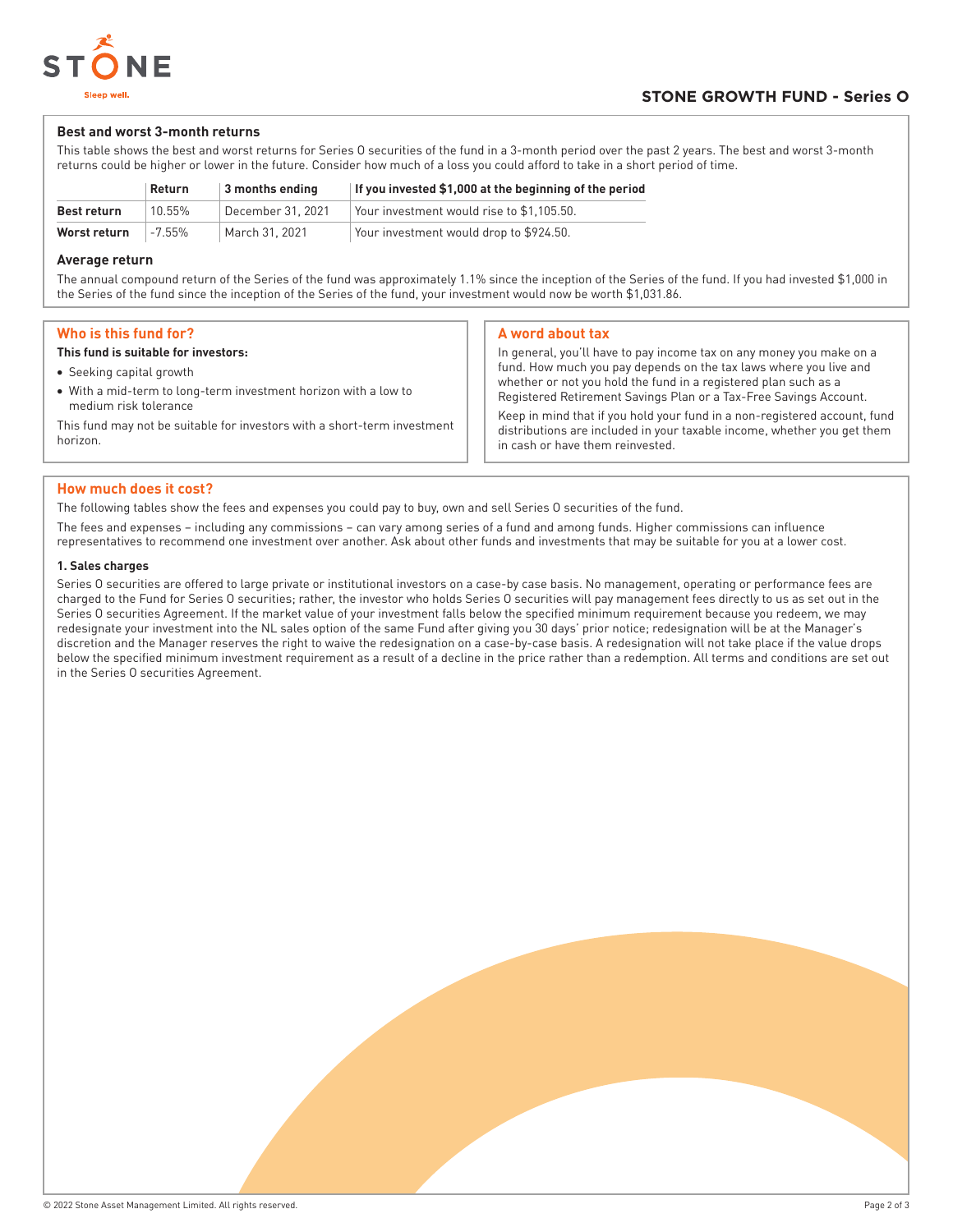## STONE GROWTH FUND - Series O

### Best and worst 3-month returns

This table shows the best and worst returns for Series O securities of the fund in a 3-month period over the past 2 years. The best and worst 3-month returns could be higher or lower in the future. Consider how much of a loss you could afford to take in a short period of time.

| | Return | 3 months ending | If you invested $1,000 at the beginning of the period |
|---|---|---|---|
| **Best return** | 10.55% | December 31, 2021 | Your investment would rise to $1,105.50. |
| **Worst return** | -7.55% | March 31, 2021 | Your investment would drop to $924.50. |

### Average return

The annual compound return of the Series of the fund was approximately 1.1% since the inception of the Series of the fund. If you had invested $1,000 in the Series of the fund since the inception of the Series of the fund, your investment would now be worth $1,031.86.

## Who is this fund for?

**This fund is suitable for investors:**

- Seeking capital growth
- With a mid-term to long-term investment horizon with a low to medium risk tolerance

This fund may not be suitable for investors with a short-term investment horizon.

## A word about tax

In general, you'll have to pay income tax on any money you make on a fund. How much you pay depends on the tax laws where you live and whether or not you hold the fund in a registered plan such as a Registered Retirement Savings Plan or a Tax-Free Savings Account.

Keep in mind that if you hold your fund in a non-registered account, fund distributions are included in your taxable income, whether you get them in cash or have them reinvested.

## How much does it cost?

The following tables show the fees and expenses you could pay to buy, own and sell Series O securities of the fund.

The fees and expenses – including any commissions – can vary among series of a fund and among funds. Higher commissions can influence representatives to recommend one investment over another. Ask about other funds and investments that may be suitable for you at a lower cost.

### 1. Sales charges

Series O securities are offered to large private or institutional investors on a case-by case basis. No management, operating or performance fees are charged to the Fund for Series O securities; rather, the investor who holds Series O securities will pay management fees directly to us as set out in the Series O securities Agreement. If the market value of your investment falls below the specified minimum requirement because you redeem, we may redesignate your investment into the NL sales option of the same Fund after giving you 30 days' prior notice; redesignation will be at the Manager's discretion and the Manager reserves the right to waive the redesignation on a case-by-case basis. A redesignation will not take place if the value drops below the specified minimum investment requirement as a result of a decline in the price rather than a redemption. All terms and conditions are set out in the Series O securities Agreement.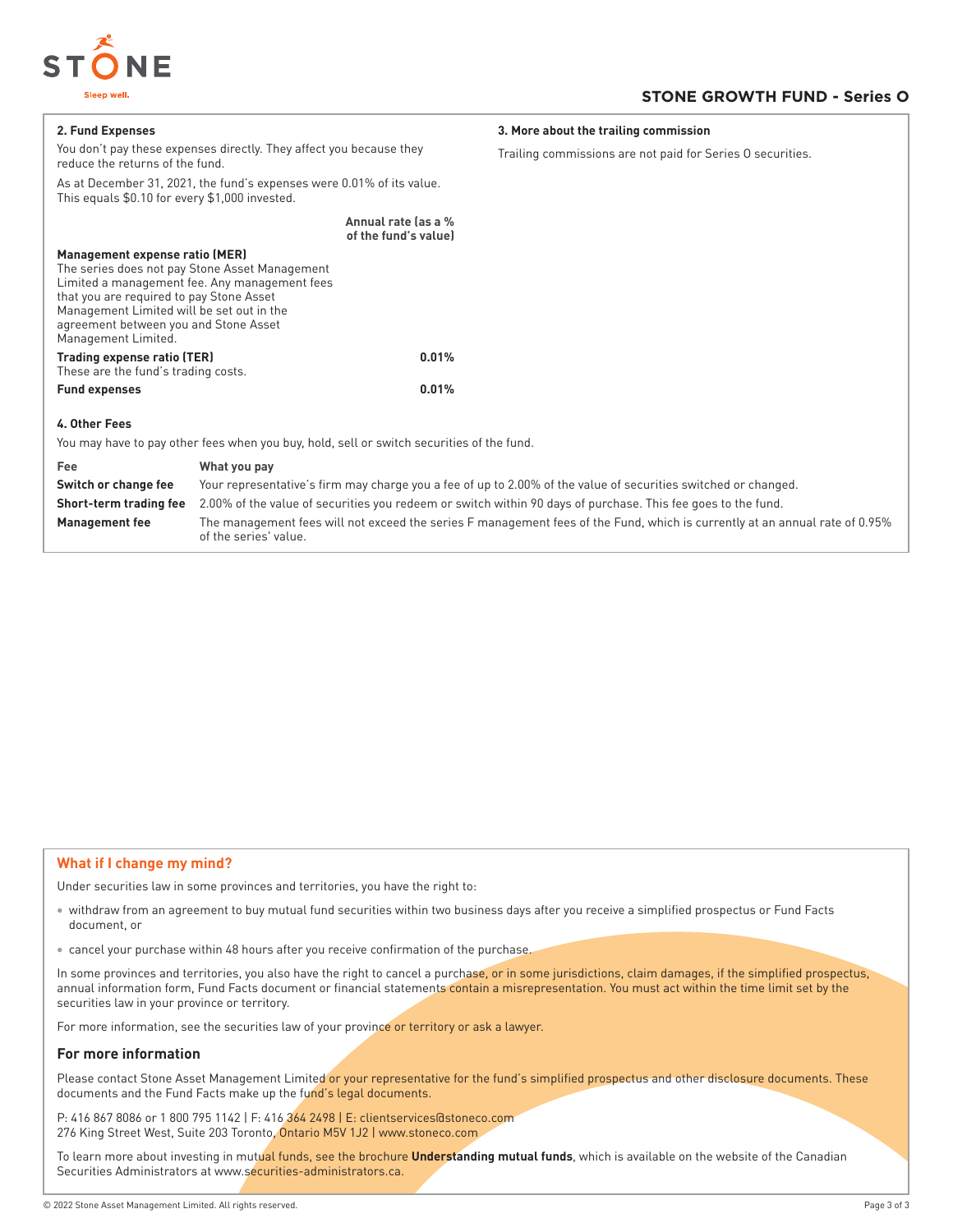**STONE GROWTH FUND - Series O**

## 2. Fund Expenses

You don't pay these expenses directly. They affect you because they reduce the returns of the fund.

As at December 31, 2021, the fund's expenses were 0.01% of its value. This equals $0.10 for every $1,000 invested.

| | Annual rate (as a % of the fund's value) |
|---|---|
| **Management expense ratio (MER)** The series does not pay Stone Asset Management Limited a management fee. Any management fees that you are required to pay Stone Asset Management Limited will be set out in the agreement between you and Stone Asset Management Limited. | |
| **Trading expense ratio (TER)** These are the fund's trading costs. | **0.01%** |
| **Fund expenses** | **0.01%** |

## 3. More about the trailing commission

Trailing commissions are not paid for Series O securities.

## 4. Other Fees

You may have to pay other fees when you buy, hold, sell or switch securities of the fund.

| Fee | What you pay |
|---|---|
| **Switch or change fee** | Your representative's firm may charge you a fee of up to 2.00% of the value of securities switched or changed. |
| **Short-term trading fee** | 2.00% of the value of securities you redeem or switch within 90 days of purchase. This fee goes to the fund. |
| **Management fee** | The management fees will not exceed the series F management fees of the Fund, which is currently at an annual rate of 0.95% of the series' value. |

## What if I change my mind?

Under securities law in some provinces and territories, you have the right to:

- withdraw from an agreement to buy mutual fund securities within two business days after you receive a simplified prospectus or Fund Facts document, or
- cancel your purchase within 48 hours after you receive confirmation of the purchase.

In some provinces and territories, you also have the right to cancel a purchase, or in some jurisdictions, claim damages, if the simplified prospectus, annual information form, Fund Facts document or financial statements contain a misrepresentation. You must act within the time limit set by the securities law in your province or territory.

For more information, see the securities law of your province or territory or ask a lawyer.

## For more information

Please contact Stone Asset Management Limited or your representative for the fund's simplified prospectus and other disclosure documents. These documents and the Fund Facts make up the fund's legal documents.

P: 416 867 8086 or 1 800 795 1142 | F: 416 364 2498 | E: clientservices@stoneco.com
276 King Street West, Suite 203 Toronto, Ontario M5V 1J2 | www.stoneco.com

To learn more about investing in mutual funds, see the brochure **Understanding mutual funds**, which is available on the website of the Canadian Securities Administrators at www.securities-administrators.ca.

© 2022 Stone Asset Management Limited. All rights reserved.